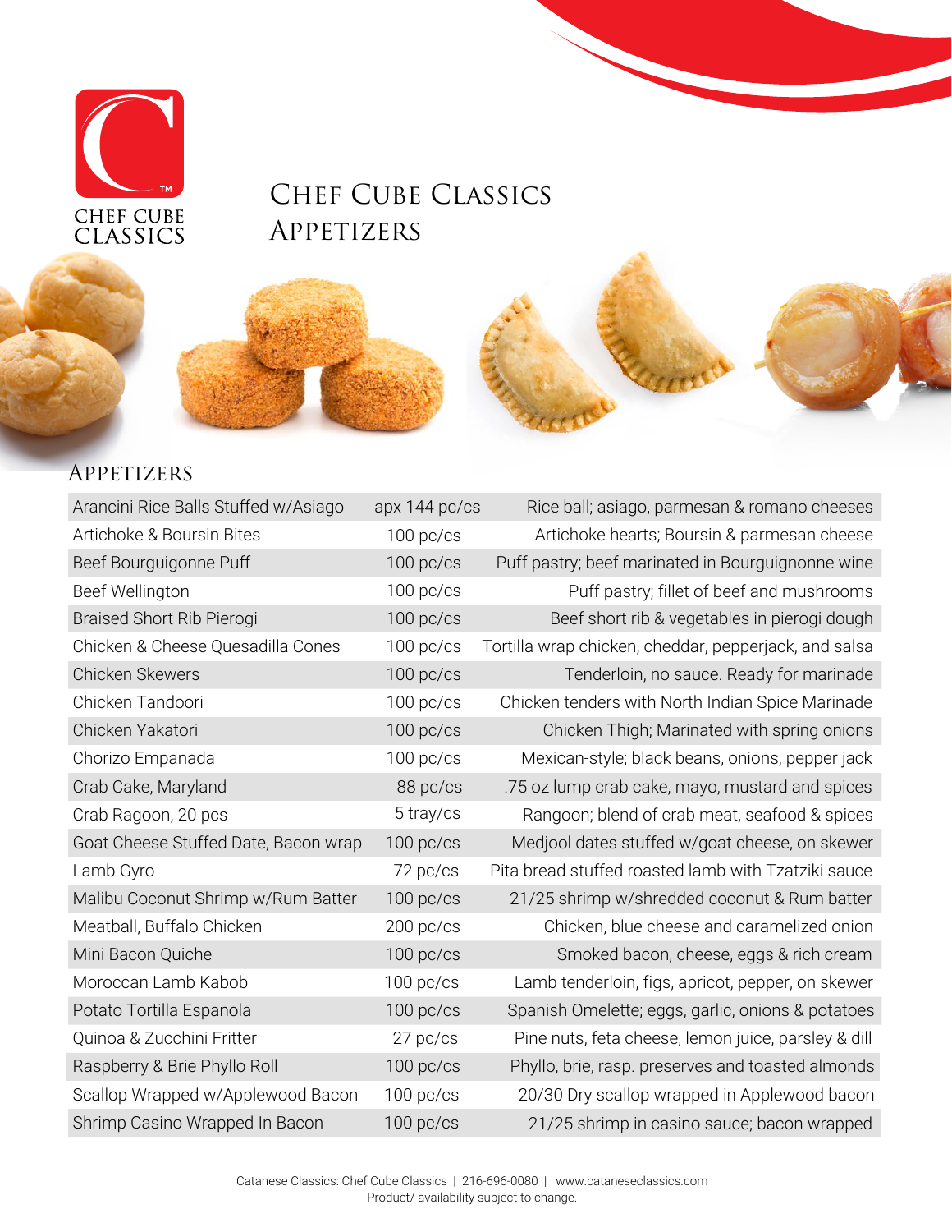CHEF CUBE CLASSICS

# Chef Cube Classics Appetizers

## Appetizers

| Item | Pack | Description |
|---|---|---|
| Arancini Rice Balls Stuffed w/Asiago | apx 144 pc/cs | Rice ball; asiago, parmesan & romano cheeses |
| Artichoke & Boursin Bites | 100 pc/cs | Artichoke hearts; Boursin & parmesan cheese |
| Beef Bourguigonne Puff | 100 pc/cs | Puff pastry; beef marinated in Bourguignonne wine |
| Beef Wellington | 100 pc/cs | Puff pastry; fillet of beef and mushrooms |
| Braised Short Rib Pierogi | 100 pc/cs | Beef short rib & vegetables in pierogi dough |
| Chicken & Cheese Quesadilla Cones | 100 pc/cs | Tortilla wrap chicken, cheddar, pepperjack, and salsa |
| Chicken Skewers | 100 pc/cs | Tenderloin, no sauce. Ready for marinade |
| Chicken Tandoori | 100 pc/cs | Chicken tenders with North Indian Spice Marinade |
| Chicken Yakatori | 100 pc/cs | Chicken Thigh; Marinated with spring onions |
| Chorizo Empanada | 100 pc/cs | Mexican-style; black beans, onions, pepper jack |
| Crab Cake, Maryland | 88 pc/cs | .75 oz lump crab cake, mayo, mustard and spices |
| Crab Ragoon, 20 pcs | 5 tray/cs | Rangoon; blend of crab meat, seafood & spices |
| Goat Cheese Stuffed Date, Bacon wrap | 100 pc/cs | Medjool dates stuffed w/goat cheese, on skewer |
| Lamb Gyro | 72 pc/cs | Pita bread stuffed roasted lamb with Tzatziki sauce |
| Malibu Coconut Shrimp w/Rum Batter | 100 pc/cs | 21/25 shrimp w/shredded coconut & Rum batter |
| Meatball, Buffalo Chicken | 200 pc/cs | Chicken, blue cheese and caramelized onion |
| Mini Bacon Quiche | 100 pc/cs | Smoked bacon, cheese, eggs & rich cream |
| Moroccan Lamb Kabob | 100 pc/cs | Lamb tenderloin, figs, apricot, pepper, on skewer |
| Potato Tortilla Espanola | 100 pc/cs | Spanish Omelette; eggs, garlic, onions & potatoes |
| Quinoa & Zucchini Fritter | 27 pc/cs | Pine nuts, feta cheese, lemon juice, parsley & dill |
| Raspberry & Brie Phyllo Roll | 100 pc/cs | Phyllo, brie, rasp. preserves and toasted almonds |
| Scallop Wrapped w/Applewood Bacon | 100 pc/cs | 20/30 Dry scallop wrapped in Applewood bacon |
| Shrimp Casino Wrapped In Bacon | 100 pc/cs | 21/25 shrimp in casino sauce; bacon wrapped |

Catanese Classics: Chef Cube Classics | 216-696-0080 | www.cataneseclassics.com
Product/ availability subject to change.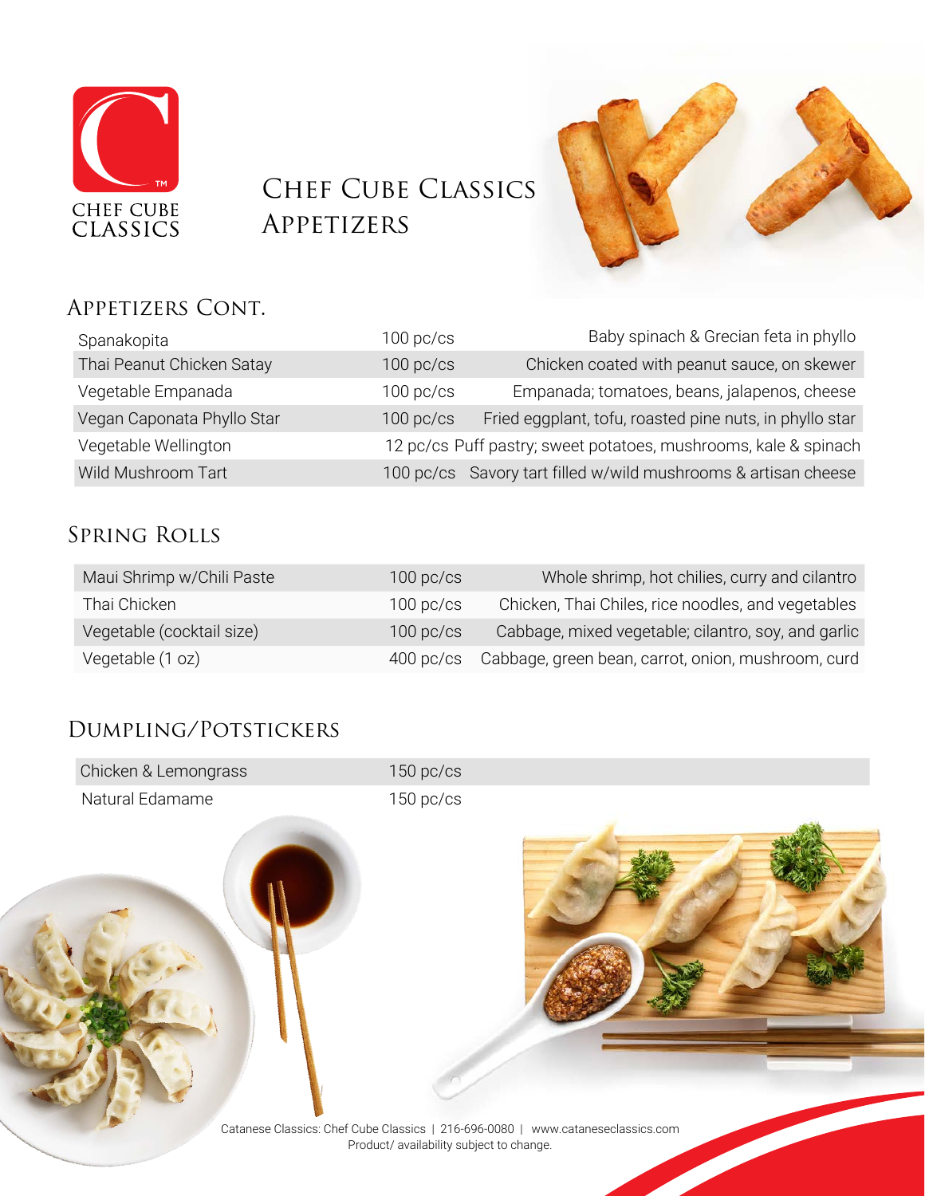# Chef Cube Classics Appetizers

## Appetizers Cont.

| | | |
|---|---|---|
| Spanakopita | 100 pc/cs | Baby spinach & Grecian feta in phyllo |
| Thai Peanut Chicken Satay | 100 pc/cs | Chicken coated with peanut sauce, on skewer |
| Vegetable Empanada | 100 pc/cs | Empanada; tomatoes, beans, jalapenos, cheese |
| Vegan Caponata Phyllo Star | 100 pc/cs | Fried eggplant, tofu, roasted pine nuts, in phyllo star |
| Vegetable Wellington | 12 pc/cs | Puff pastry; sweet potatoes, mushrooms, kale & spinach |
| Wild Mushroom Tart | 100 pc/cs | Savory tart filled w/wild mushrooms & artisan cheese |

## Spring Rolls

| | | |
|---|---|---|
| Maui Shrimp w/Chili Paste | 100 pc/cs | Whole shrimp, hot chilies, curry and cilantro |
| Thai Chicken | 100 pc/cs | Chicken, Thai Chiles, rice noodles, and vegetables |
| Vegetable (cocktail size) | 100 pc/cs | Cabbage, mixed vegetable; cilantro, soy, and garlic |
| Vegetable (1 oz) | 400 pc/cs | Cabbage, green bean, carrot, onion, mushroom, curd |

## Dumpling/Potstickers

| | |
|---|---|
| Chicken & Lemongrass | 150 pc/cs |
| Natural Edamame | 150 pc/cs |

Catanese Classics: Chef Cube Classics | 216-696-0080 | www.cataneseclassics.com
Product/ availability subject to change.